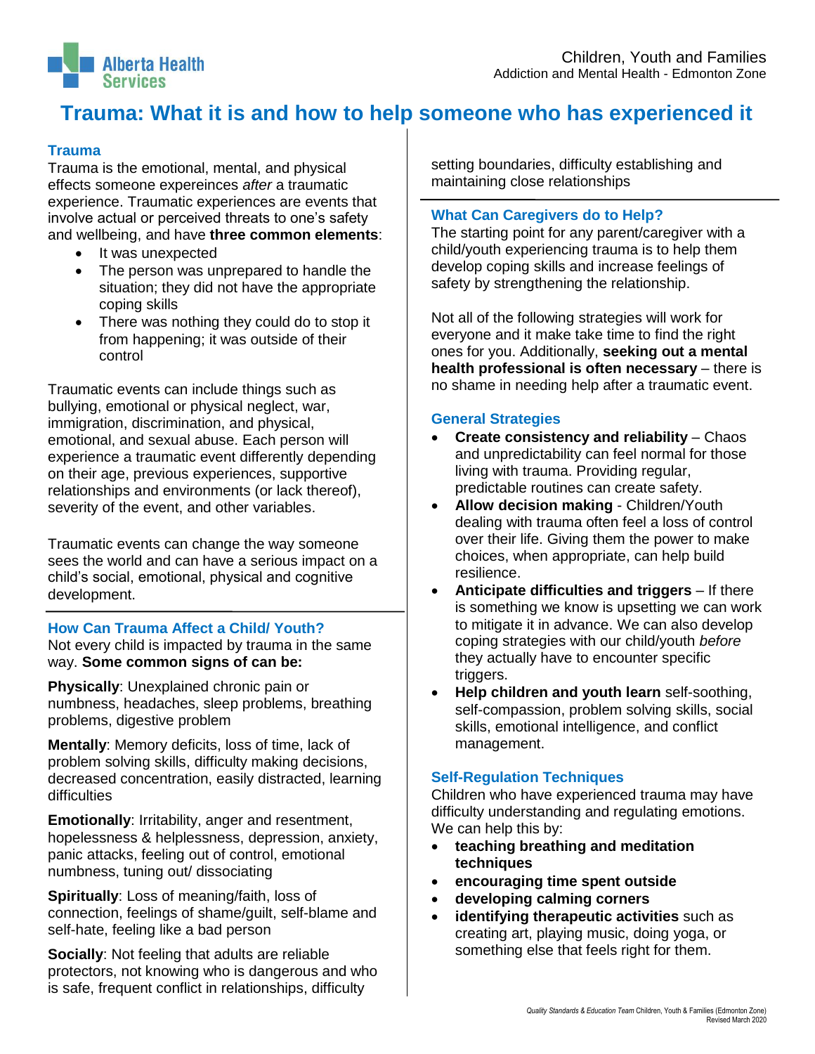# Trauma: What it is and how to help someone who has experienced it

## Trauma

Trauma is the emotional, mental, and physical effects someone expereinces *after* a traumatic experience. Traumatic experiences are events that involve actual or perceived threats to one's safety and wellbeing, and have **three common elements**:

- It was unexpected
- The person was unprepared to handle the situation; they did not have the appropriate coping skills
- There was nothing they could do to stop it from happening; it was outside of their control

Traumatic events can include things such as bullying, emotional or physical neglect, war, immigration, discrimination, and physical, emotional, and sexual abuse. Each person will experience a traumatic event differently depending on their age, previous experiences, supportive relationships and environments (or lack thereof), severity of the event, and other variables.

Traumatic events can change the way someone sees the world and can have a serious impact on a child's social, emotional, physical and cognitive development.

## How Can Trauma Affect a Child/ Youth?

Not every child is impacted by trauma in the same way. **Some common signs of can be:**

**Physically**: Unexplained chronic pain or numbness, headaches, sleep problems, breathing problems, digestive problem

**Mentally**: Memory deficits, loss of time, lack of problem solving skills, difficulty making decisions, decreased concentration, easily distracted, learning difficulties

**Emotionally**: Irritability, anger and resentment, hopelessness & helplessness, depression, anxiety, panic attacks, feeling out of control, emotional numbness, tuning out/ dissociating

**Spiritually**: Loss of meaning/faith, loss of connection, feelings of shame/guilt, self-blame and self-hate, feeling like a bad person

**Socially**: Not feeling that adults are reliable protectors, not knowing who is dangerous and who is safe, frequent conflict in relationships, difficulty setting boundaries, difficulty establishing and maintaining close relationships

## What Can Caregivers do to Help?

The starting point for any parent/caregiver with a child/youth experiencing trauma is to help them develop coping skills and increase feelings of safety by strengthening the relationship.

Not all of the following strategies will work for everyone and it make take time to find the right ones for you. Additionally, **seeking out a mental health professional is often necessary** – there is no shame in needing help after a traumatic event.

## General Strategies

- **Create consistency and reliability** – Chaos and unpredictability can feel normal for those living with trauma. Providing regular, predictable routines can create safety.
- **Allow decision making** - Children/Youth dealing with trauma often feel a loss of control over their life. Giving them the power to make choices, when appropriate, can help build resilience.
- **Anticipate difficulties and triggers** – If there is something we know is upsetting we can work to mitigate it in advance. We can also develop coping strategies with our child/youth *before* they actually have to encounter specific triggers.
- **Help children and youth learn** self-soothing, self-compassion, problem solving skills, social skills, emotional intelligence, and conflict management.

## Self-Regulation Techniques

Children who have experienced trauma may have difficulty understanding and regulating emotions. We can help this by:

- **teaching breathing and meditation techniques**
- **encouraging time spent outside**
- **developing calming corners**
- **identifying therapeutic activities** such as creating art, playing music, doing yoga, or something else that feels right for them.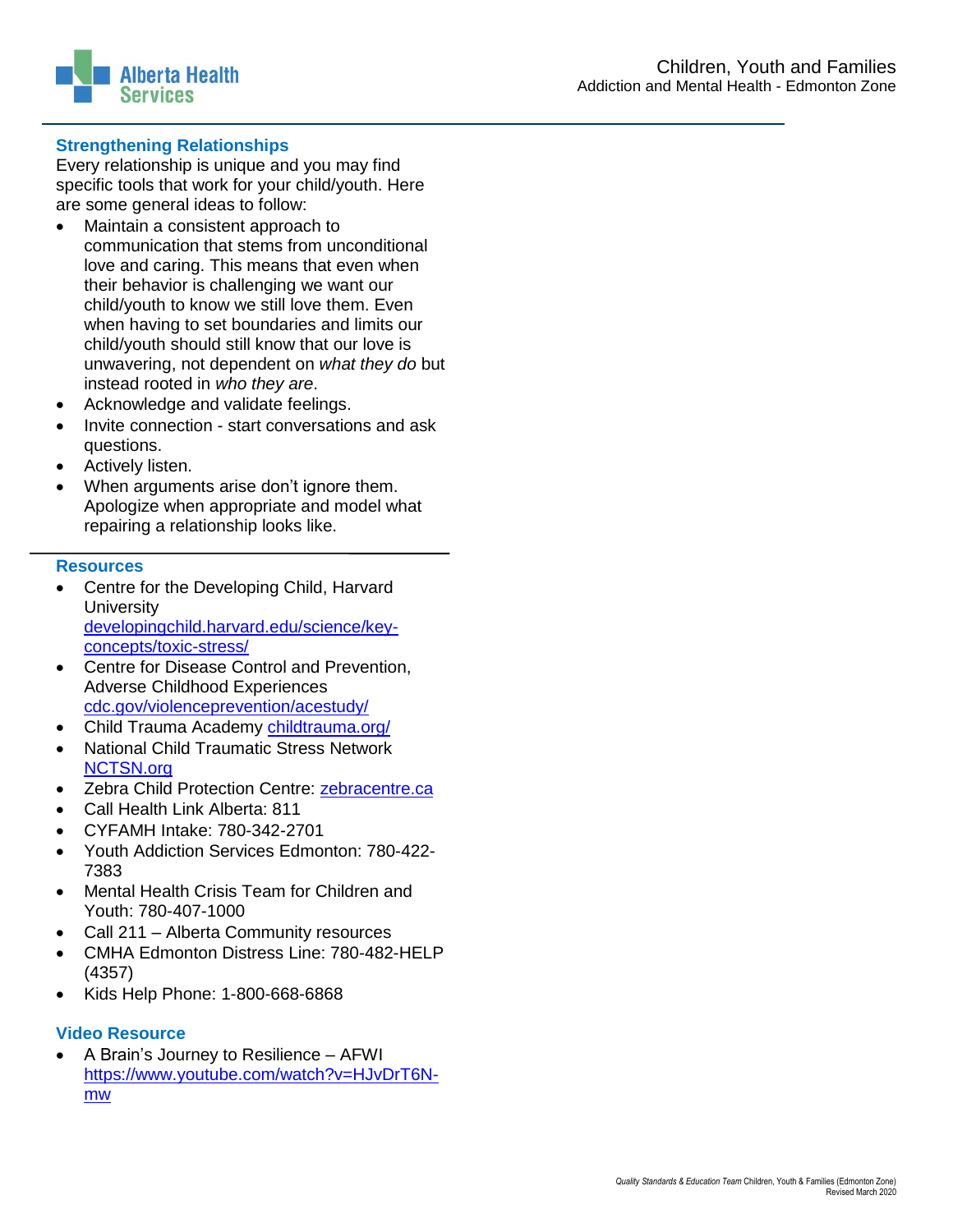## Strengthening Relationships

Every relationship is unique and you may find specific tools that work for your child/youth. Here are some general ideas to follow:

- Maintain a consistent approach to communication that stems from unconditional love and caring. This means that even when their behavior is challenging we want our child/youth to know we still love them. Even when having to set boundaries and limits our child/youth should still know that our love is unwavering, not dependent on *what they do* but instead rooted in *who they are*.
- Acknowledge and validate feelings.
- Invite connection - start conversations and ask questions.
- Actively listen.
- When arguments arise don't ignore them. Apologize when appropriate and model what repairing a relationship looks like.

## Resources

- Centre for the Developing Child, Harvard University [developingchild.harvard.edu/science/key-concepts/toxic-stress/](developingchild.harvard.edu/science/key-concepts/toxic-stress/)
- Centre for Disease Control and Prevention, Adverse Childhood Experiences [cdc.gov/violenceprevention/acestudy/](cdc.gov/violenceprevention/acestudy/)
- Child Trauma Academy [childtrauma.org/](childtrauma.org/)
- National Child Traumatic Stress Network [NCTSN.org](NCTSN.org)
- Zebra Child Protection Centre: [zebracentre.ca](zebracentre.ca)
- Call Health Link Alberta: 811
- CYFAMH Intake: 780-342-2701
- Youth Addiction Services Edmonton: 780-422-7383
- Mental Health Crisis Team for Children and Youth: 780-407-1000
- Call 211 – Alberta Community resources
- CMHA Edmonton Distress Line: 780-482-HELP (4357)
- Kids Help Phone: 1-800-668-6868

## Video Resource

- A Brain's Journey to Resilience – AFWI [https://www.youtube.com/watch?v=HJvDrT6N-mw](https://www.youtube.com/watch?v=HJvDrT6N-mw)